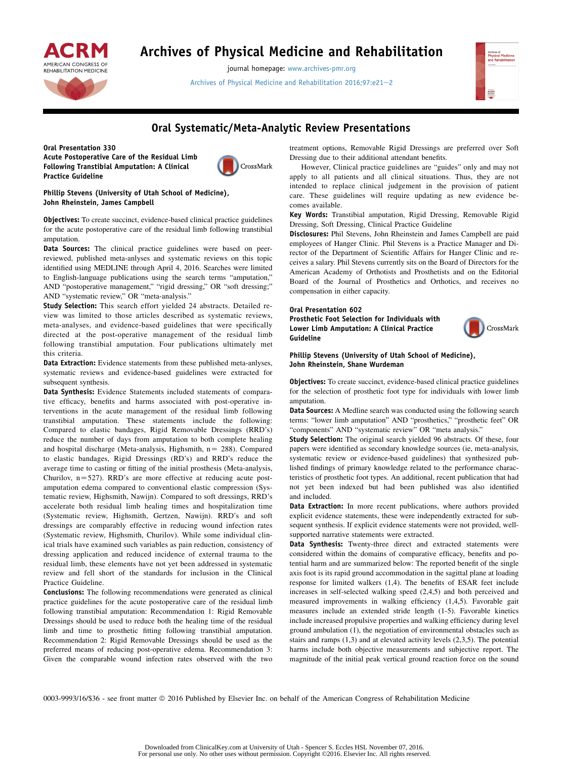# Oral Systematic/Meta-Analytic Review Presentations

**Oral Presentation 330**
**Acute Postoperative Care of the Residual Limb Following Transtibial Amputation: A Clinical Practice Guideline**

**Phillip Stevens (University of Utah School of Medicine), John Rheinstein, James Campbell**

**Objectives:** To create succinct, evidence-based clinical practice guidelines for the acute postoperative care of the residual limb following transtibial amputation.

**Data Sources:** The clinical practice guidelines were based on peer-reviewed, published meta-anlyses and systematic reviews on this topic identified using MEDLINE through April 4, 2016. Searches were limited to English-language publications using the search terms "amputation," AND "postoperative management," "rigid dressing," OR "soft dressing;" AND "systematic review," OR "meta-analysis."

**Study Selection:** This search effort yielded 24 abstracts. Detailed review was limited to those articles described as systematic reviews, meta-analyses, and evidence-based guidelines that were specifically directed at the post-operative management of the residual limb following transtibial amputation. Four publications ultimately met this criteria.

**Data Extraction:** Evidence statements from these published meta-anlyses, systematic reviews and evidence-based guidelines were extracted for subsequent synthesis.

**Data Synthesis:** Evidence Statements included statements of comparative efficacy, benefits and harms associated with post-operative interventions in the acute management of the residual limb following transtibial amputation. These statements include the following: Compared to elastic bandages, Rigid Removable Dressings (RRD's) reduce the number of days from amputation to both complete healing and hospital discharge (Meta-analysis, Highsmith, n= 288). Compared to elastic bandages, Rigid Dressings (RD's) and RRD's reduce the average time to casting or fitting of the initial prosthesis (Meta-analysis, Churilov, n=527). RRD's are more effective at reducing acute post-amputation edema compared to conventional elastic compression (Systematic review, Highsmith, Nawijn). Compared to soft dressings, RRD's accelerate both residual limb healing times and hospitalization time (Systematic review, Highsmith, Gertzen, Nawijn). RRD's and soft dressings are comparably effective in reducing wound infection rates (Systematic review, Highsmith, Churilov). While some individual clinical trials have examined such variables as pain reduction, consistency of dressing application and reduced incidence of external trauma to the residual limb, these elements have not yet been addressed in systematic review and fell short of the standards for inclusion in the Clinical Practice Guideline.

**Conclusions:** The following recommendations were generated as clinical practice guidelines for the acute postoperative care of the residual limb following transtibial amputation: Recommendation 1: Rigid Removable Dressings should be used to reduce both the healing time of the residual limb and time to prosthetic fitting following transtibial amputation. Recommendation 2: Rigid Removable Dressings should be used as the preferred means of reducing post-operative edema. Recommendation 3: Given the comparable wound infection rates observed with the two treatment options, Removable Rigid Dressings are preferred over Soft Dressing due to their additional attendant benefits.

However, Clinical practice guidelines are "guides" only and may not apply to all patients and all clinical situations. Thus, they are not intended to replace clinical judgement in the provision of patient care. These guidelines will require updating as new evidence becomes available.

**Key Words:** Transtibial amputation, Rigid Dressing, Removable Rigid Dressing, Soft Dressing, Clinical Practice Guideline

**Disclosures:** Phil Stevens, John Rheinstein and James Campbell are paid employees of Hanger Clinic. Phil Stevens is a Practice Manager and Director of the Department of Scientific Affairs for Hanger Clinic and receives a salary. Phil Stevens currently sits on the Board of Directors for the American Academy of Orthotists and Prosthetists and on the Editorial Board of the Journal of Prosthetics and Orthotics, and receives no compensation in either capacity.

**Oral Presentation 602**
**Prosthetic Foot Selection for Individuals with Lower Limb Amputation: A Clinical Practice Guideline**

**Phillip Stevens (University of Utah School of Medicine), John Rheinstein, Shane Wurdeman**

**Objectives:** To create succinct, evidence-based clinical practice guidelines for the selection of prosthetic foot type for individuals with lower limb amputation.

**Data Sources:** A Medline search was conducted using the following search terms: "lower limb amputation" AND "prosthetics," "prosthetic feet" OR "components" AND "systematic review" OR "meta analysis."

**Study Selection:** The original search yielded 96 abstracts. Of these, four papers were identified as secondary knowledge sources (ie, meta-analysis, systematic review or evidence-based guidelines) that synthesized published findings of primary knowledge related to the performance characteristics of prosthetic foot types. An additional, recent publication that had not yet been indexed but had been published was also identified and included.

**Data Extraction:** In more recent publications, where authors provided explicit evidence statements, these were independently extracted for subsequent synthesis. If explicit evidence statements were not provided, well-supported narrative statements were extracted.

**Data Synthesis:** Twenty-three direct and extracted statements were considered within the domains of comparative efficacy, benefits and potential harm and are summarized below: The reported benefit of the single axis foot is its rapid ground accommodation in the sagittal plane at loading response for limited walkers (1,4). The benefits of ESAR feet include increases in self-selected walking speed (2,4,5) and both perceived and measured improvements in walking efficiency (1,4,5). Favorable gait measures include an extended stride length (1-5). Favorable kinetics include increased propulsive properties and walking efficiency during level ground ambulation (1), the negotiation of environmental obstacles such as stairs and ramps (1,3) and at elevated activity levels (2,3,5). The potential harms include both objective measurements and subjective report. The magnitude of the initial peak vertical ground reaction force on the sound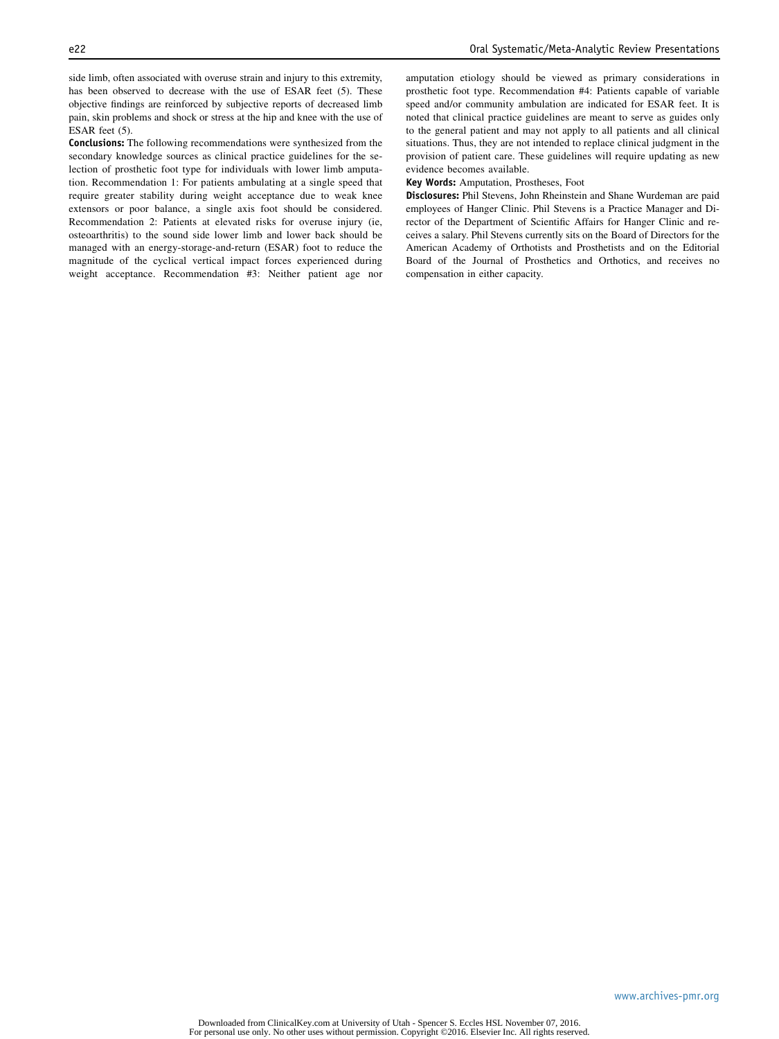side limb, often associated with overuse strain and injury to this extremity, has been observed to decrease with the use of ESAR feet (5). These objective findings are reinforced by subjective reports of decreased limb pain, skin problems and shock or stress at the hip and knee with the use of ESAR feet (5).

**Conclusions:** The following recommendations were synthesized from the secondary knowledge sources as clinical practice guidelines for the selection of prosthetic foot type for individuals with lower limb amputation. Recommendation 1: For patients ambulating at a single speed that require greater stability during weight acceptance due to weak knee extensors or poor balance, a single axis foot should be considered. Recommendation 2: Patients at elevated risks for overuse injury (ie, osteoarthritis) to the sound side lower limb and lower back should be managed with an energy-storage-and-return (ESAR) foot to reduce the magnitude of the cyclical vertical impact forces experienced during weight acceptance. Recommendation #3: Neither patient age nor amputation etiology should be viewed as primary considerations in prosthetic foot type. Recommendation #4: Patients capable of variable speed and/or community ambulation are indicated for ESAR feet. It is noted that clinical practice guidelines are meant to serve as guides only to the general patient and may not apply to all patients and all clinical situations. Thus, they are not intended to replace clinical judgment in the provision of patient care. These guidelines will require updating as new evidence becomes available.

**Key Words:** Amputation, Prostheses, Foot

**Disclosures:** Phil Stevens, John Rheinstein and Shane Wurdeman are paid employees of Hanger Clinic. Phil Stevens is a Practice Manager and Director of the Department of Scientific Affairs for Hanger Clinic and receives a salary. Phil Stevens currently sits on the Board of Directors for the American Academy of Orthotists and Prosthetists and on the Editorial Board of the Journal of Prosthetics and Orthotics, and receives no compensation in either capacity.